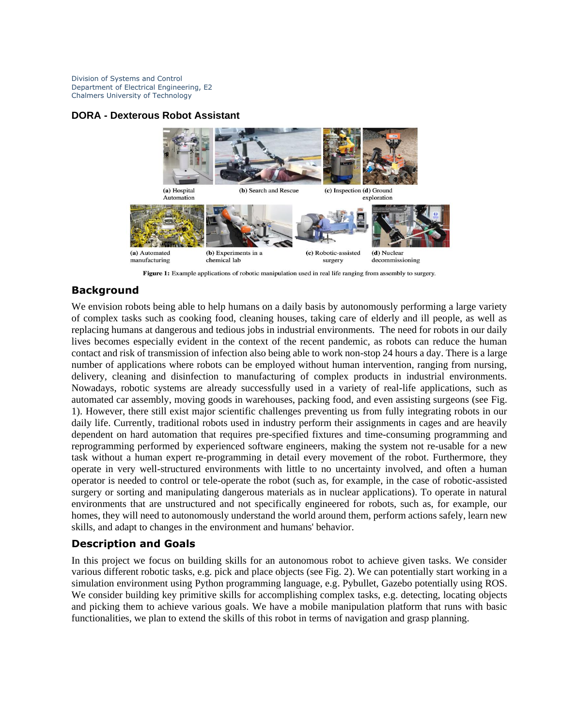Division of Systems and Control
Department of Electrical Engineering, E2
Chalmers University of Technology

### DORA - Dexterous Robot Assistant

(a) Hospital Automation (b) Search and Rescue (c) Inspection (d) Ground exploration

(a) Automated manufacturing (b) Experiments in a chemical lab (c) Robotic-assisted surgery (d) Nuclear decommissioning

**Figure 1:** Example applications of robotic manipulation used in real life ranging from assembly to surgery.

## Background

We envision robots being able to help humans on a daily basis by autonomously performing a large variety of complex tasks such as cooking food, cleaning houses, taking care of elderly and ill people, as well as replacing humans at dangerous and tedious jobs in industrial environments. The need for robots in our daily lives becomes especially evident in the context of the recent pandemic, as robots can reduce the human contact and risk of transmission of infection also being able to work non-stop 24 hours a day. There is a large number of applications where robots can be employed without human intervention, ranging from nursing, delivery, cleaning and disinfection to manufacturing of complex products in industrial environments. Nowadays, robotic systems are already successfully used in a variety of real-life applications, such as automated car assembly, moving goods in warehouses, packing food, and even assisting surgeons (see Fig. 1). However, there still exist major scientific challenges preventing us from fully integrating robots in our daily life. Currently, traditional robots used in industry perform their assignments in cages and are heavily dependent on hard automation that requires pre-specified fixtures and time-consuming programming and reprogramming performed by experienced software engineers, making the system not re-usable for a new task without a human expert re-programming in detail every movement of the robot. Furthermore, they operate in very well-structured environments with little to no uncertainty involved, and often a human operator is needed to control or tele-operate the robot (such as, for example, in the case of robotic-assisted surgery or sorting and manipulating dangerous materials as in nuclear applications). To operate in natural environments that are unstructured and not specifically engineered for robots, such as, for example, our homes, they will need to autonomously understand the world around them, perform actions safely, learn new skills, and adapt to changes in the environment and humans' behavior.

## Description and Goals

In this project we focus on building skills for an autonomous robot to achieve given tasks. We consider various different robotic tasks, e.g. pick and place objects (see Fig. 2). We can potentially start working in a simulation environment using Python programming language, e.g. Pybullet, Gazebo potentially using ROS. We consider building key primitive skills for accomplishing complex tasks, e.g. detecting, locating objects and picking them to achieve various goals. We have a mobile manipulation platform that runs with basic functionalities, we plan to extend the skills of this robot in terms of navigation and grasp planning.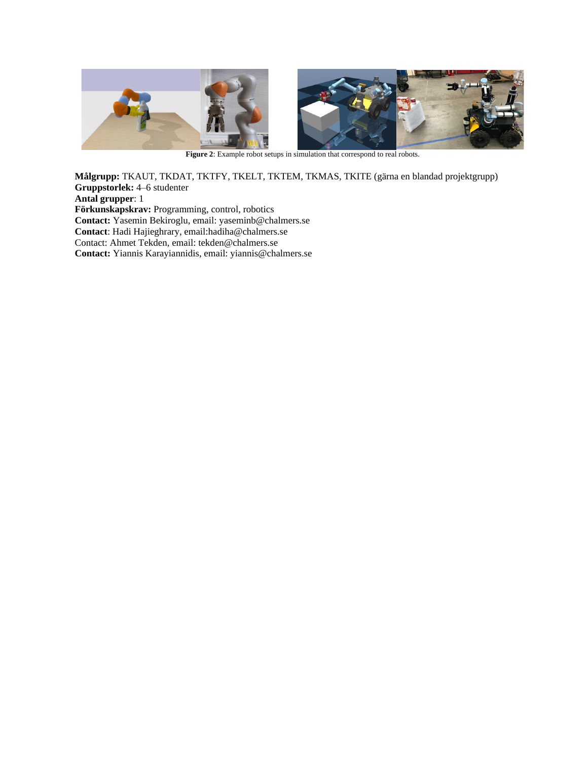**Figure 2**: Example robot setups in simulation that correspond to real robots.

**Målgrupp:** TKAUT, TKDAT, TKTFY, TKELT, TKTEM, TKMAS, TKITE (gärna en blandad projektgrupp)
**Gruppstorlek:** 4–6 studenter
**Antal grupper**: 1
**Förkunskapskrav:** Programming, control, robotics
**Contact:** Yasemin Bekiroglu, email: yaseminb@chalmers.se
**Contact**: Hadi Hajieghrary, email:hadiha@chalmers.se
Contact: Ahmet Tekden, email: tekden@chalmers.se
**Contact:** Yiannis Karayiannidis, email: yiannis@chalmers.se